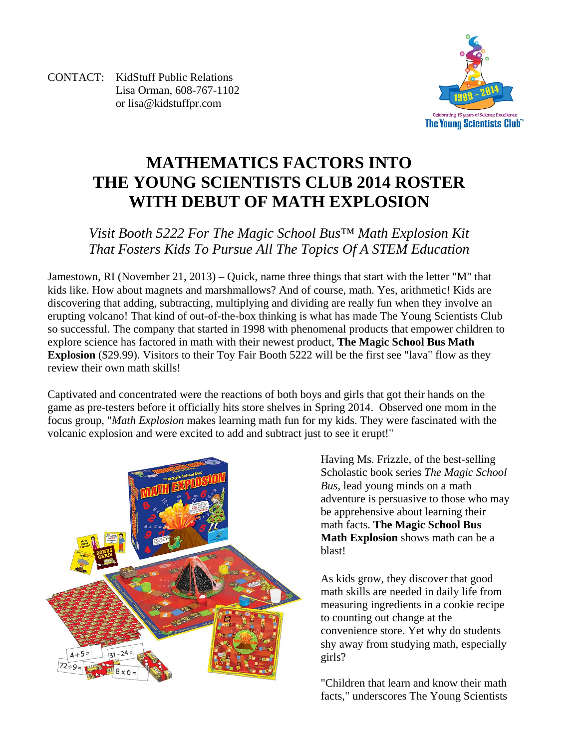CONTACT: KidStuff Public Relations
Lisa Orman, 608-767-1102
or lisa@kidstuffpr.com

# MATHEMATICS FACTORS INTO THE YOUNG SCIENTISTS CLUB 2014 ROSTER WITH DEBUT OF MATH EXPLOSION

*Visit Booth 5222 For The Magic School Bus™ Math Explosion Kit That Fosters Kids To Pursue All The Topics Of A STEM Education*

Jamestown, RI (November 21, 2013) – Quick, name three things that start with the letter "M" that kids like. How about magnets and marshmallows? And of course, math. Yes, arithmetic! Kids are discovering that adding, subtracting, multiplying and dividing are really fun when they involve an erupting volcano! That kind of out-of-the-box thinking is what has made The Young Scientists Club so successful. The company that started in 1998 with phenomenal products that empower children to explore science has factored in math with their newest product, **The Magic School Bus Math Explosion** ($29.99). Visitors to their Toy Fair Booth 5222 will be the first see "lava" flow as they review their own math skills!

Captivated and concentrated were the reactions of both boys and girls that got their hands on the game as pre-testers before it officially hits store shelves in Spring 2014. Observed one mom in the focus group, "*Math Explosion* makes learning math fun for my kids. They were fascinated with the volcanic explosion and were excited to add and subtract just to see it erupt!"

Having Ms. Frizzle, of the best-selling Scholastic book series *The Magic School Bus*, lead young minds on a math adventure is persuasive to those who may be apprehensive about learning their math facts. **The Magic School Bus Math Explosion** shows math can be a blast!

As kids grow, they discover that good math skills are needed in daily life from measuring ingredients in a cookie recipe to counting out change at the convenience store. Yet why do students shy away from studying math, especially girls?

"Children that learn and know their math facts," underscores The Young Scientists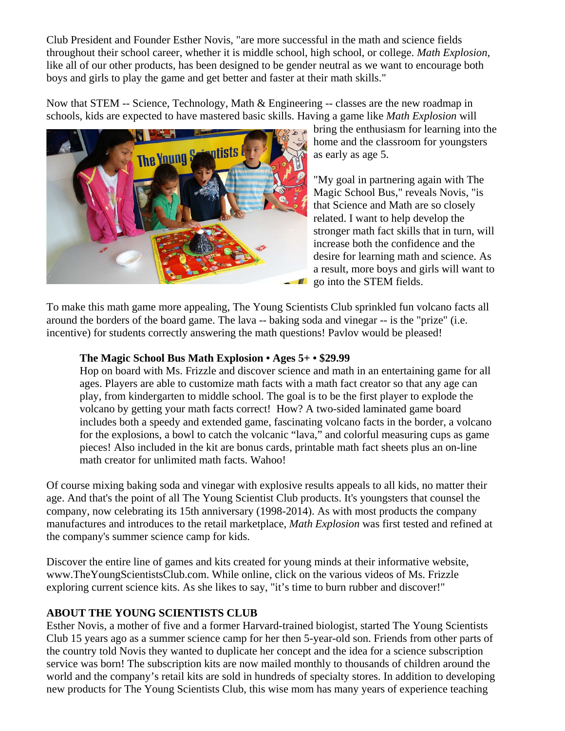Club President and Founder Esther Novis, "are more successful in the math and science fields throughout their school career, whether it is middle school, high school, or college. *Math Explosion*, like all of our other products, has been designed to be gender neutral as we want to encourage both boys and girls to play the game and get better and faster at their math skills."

Now that STEM -- Science, Technology, Math & Engineering -- classes are the new roadmap in schools, kids are expected to have mastered basic skills. Having a game like *Math Explosion* will bring the enthusiasm for learning into the home and the classroom for youngsters as early as age 5.

"My goal in partnering again with The Magic School Bus," reveals Novis, "is that Science and Math are so closely related. I want to help develop the stronger math fact skills that in turn, will increase both the confidence and the desire for learning math and science. As a result, more boys and girls will want to go into the STEM fields.

To make this math game more appealing, The Young Scientists Club sprinkled fun volcano facts all around the borders of the board game. The lava -- baking soda and vinegar -- is the "prize" (i.e. incentive) for students correctly answering the math questions! Pavlov would be pleased!

> **The Magic School Bus Math Explosion • Ages 5+ • $29.99**
> Hop on board with Ms. Frizzle and discover science and math in an entertaining game for all ages. Players are able to customize math facts with a math fact creator so that any age can play, from kindergarten to middle school. The goal is to be the first player to explode the volcano by getting your math facts correct! How? A two-sided laminated game board includes both a speedy and extended game, fascinating volcano facts in the border, a volcano for the explosions, a bowl to catch the volcanic "lava," and colorful measuring cups as game pieces! Also included in the kit are bonus cards, printable math fact sheets plus an on-line math creator for unlimited math facts. Wahoo!

Of course mixing baking soda and vinegar with explosive results appeals to all kids, no matter their age. And that's the point of all The Young Scientist Club products. It's youngsters that counsel the company, now celebrating its 15th anniversary (1998-2014). As with most products the company manufactures and introduces to the retail marketplace, *Math Explosion* was first tested and refined at the company's summer science camp for kids.

Discover the entire line of games and kits created for young minds at their informative website, www.TheYoungScientistsClub.com. While online, click on the various videos of Ms. Frizzle exploring current science kits. As she likes to say, "it's time to burn rubber and discover!"

**ABOUT THE YOUNG SCIENTISTS CLUB**

Esther Novis, a mother of five and a former Harvard-trained biologist, started The Young Scientists Club 15 years ago as a summer science camp for her then 5-year-old son. Friends from other parts of the country told Novis they wanted to duplicate her concept and the idea for a science subscription service was born! The subscription kits are now mailed monthly to thousands of children around the world and the company's retail kits are sold in hundreds of specialty stores. In addition to developing new products for The Young Scientists Club, this wise mom has many years of experience teaching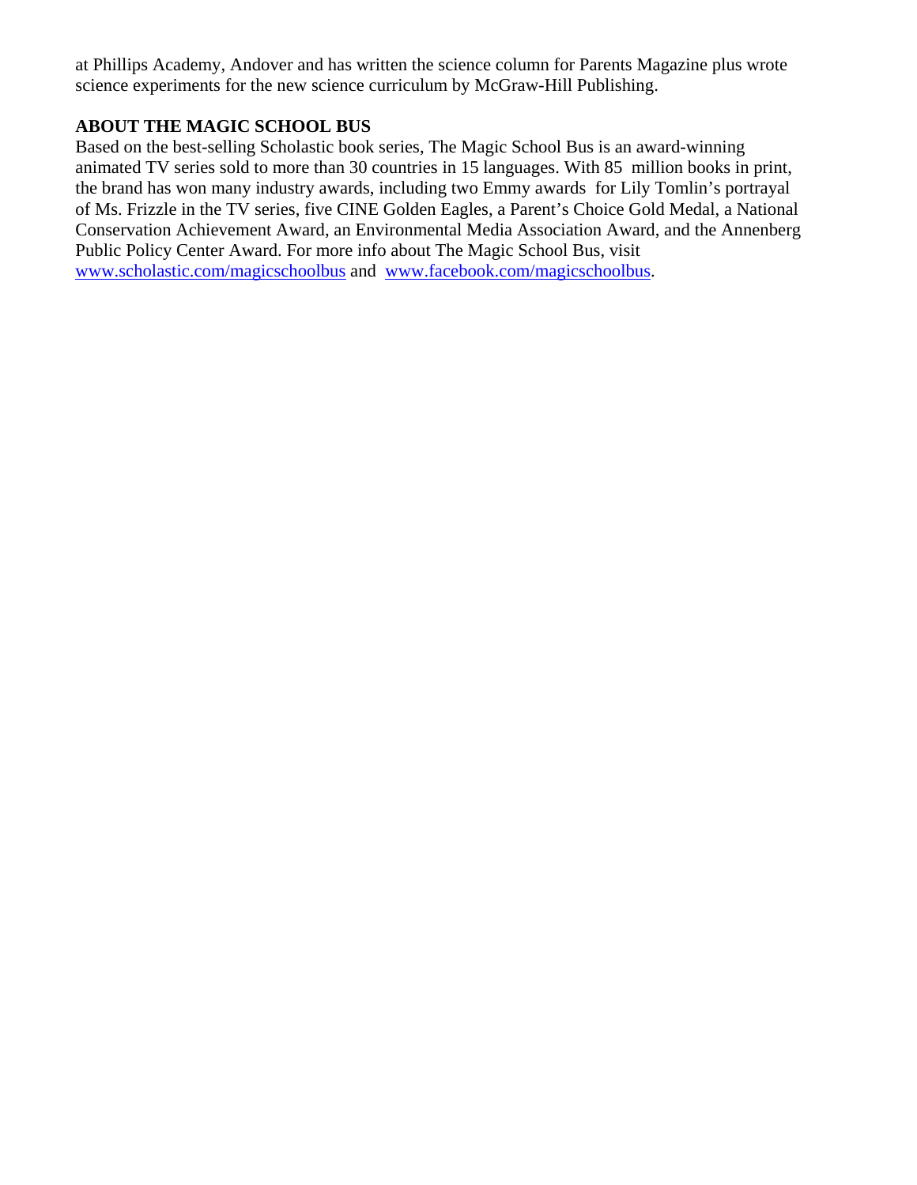at Phillips Academy, Andover and has written the science column for Parents Magazine plus wrote science experiments for the new science curriculum by McGraw-Hill Publishing.

**ABOUT THE MAGIC SCHOOL BUS**

Based on the best-selling Scholastic book series, The Magic School Bus is an award-winning animated TV series sold to more than 30 countries in 15 languages. With 85 million books in print, the brand has won many industry awards, including two Emmy awards for Lily Tomlin's portrayal of Ms. Frizzle in the TV series, five CINE Golden Eagles, a Parent's Choice Gold Medal, a National Conservation Achievement Award, an Environmental Media Association Award, and the Annenberg Public Policy Center Award. For more info about The Magic School Bus, visit [www.scholastic.com/magicschoolbus](www.scholastic.com/magicschoolbus) and [www.facebook.com/magicschoolbus](www.facebook.com/magicschoolbus).